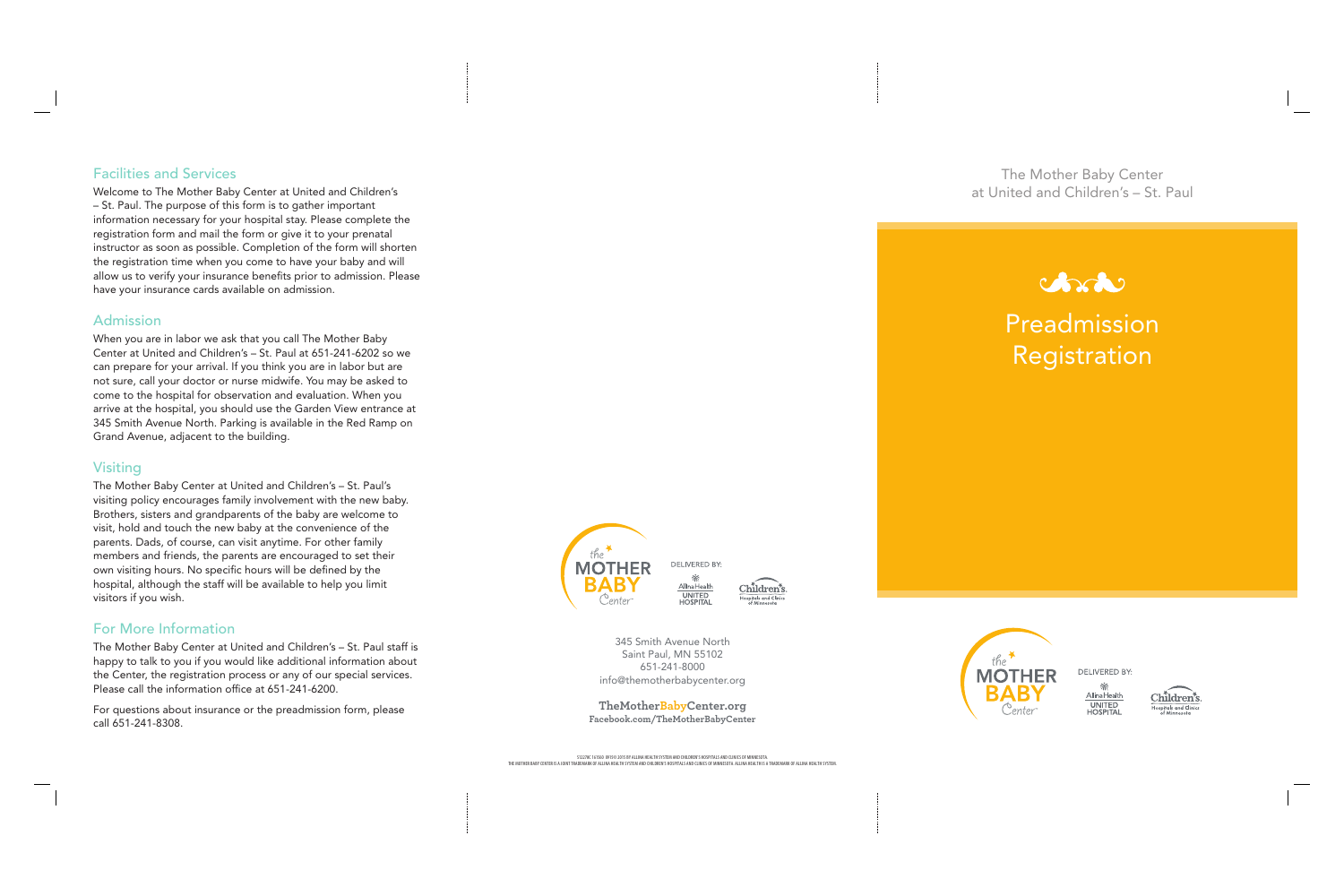## Facilities and Services

Welcome to The Mother Baby Center at United and Children's – St. Paul. The purpose of this form is to gather important information necessary for your hospital stay. Please complete the registration form and mail the form or give it to your prenatal instructor as soon as possible. Completion of the form will shorten the registration time when you come to have your baby and will allow us to verify your insurance benefits prior to admission. Please have your insurance cards available on admission.

## Admission

When you are in labor we ask that you call The Mother Baby Center at United and Children's – St. Paul at 651-241-6202 so we can prepare for your arrival. If you think you are in labor but are not sure, call your doctor or nurse midwife. You may be asked to come to the hospital for observation and evaluation. When you arrive at the hospital, you should use the Garden View entrance at 345 Smith Avenue North. Parking is available in the Red Ramp on Grand Avenue, adjacent to the building.

## Visiting

The Mother Baby Center at United and Children's – St. Paul's visiting policy encourages family involvement with the new baby. Brothers, sisters and grandparents of the baby are welcome to visit, hold and touch the new baby at the convenience of the parents. Dads, of course, can visit anytime. For other family members and friends, the parents are encouraged to set their own visiting hours. No specific hours will be defined by the hospital, although the staff will be available to help you limit visitors if you wish.

## For More Information

The Mother Baby Center at United and Children's – St. Paul staff is happy to talk to you if you would like additional information about the Center, the registration process or any of our special services. Please call the information office at 651-241-6200.

For questions about insurance or the preadmission form, please call 651-241-8308.

the MOTHER BABY Center

DELIVERED BY: Allina Health UNITED HOSPITAL; Children's Hospitals and Clinics of Minnesota

345 Smith Avenue North
Saint Paul, MN 55102
651-241-8000
info@themotherbabycenter.org

**TheMotherBabyCenter.org**
**Facebook.com/TheMotherBabyCenter**

S1227NC 161560 091015 ©2015 BY ALLINA HEALTH SYSTEM AND CHILDREN'S HOSPITALS AND CLINICS OF MINNESOTA.
THE MOTHER BABY CENTER IS A JOINT TRADEMARK OF ALLINA HEALTH SYSTEM AND CHILDREN'S HOSPITALS AND CLINICS OF MINNESOTA. ALLINA HEALTH IS A TRADEMARK OF ALLINA HEALTH SYSTEM.

The Mother Baby Center
at United and Children's – St. Paul

# Preadmission Registration

the MOTHER BABY Center

DELIVERED BY: Allina Health UNITED HOSPITAL; Children's Hospitals and Clinics of Minnesota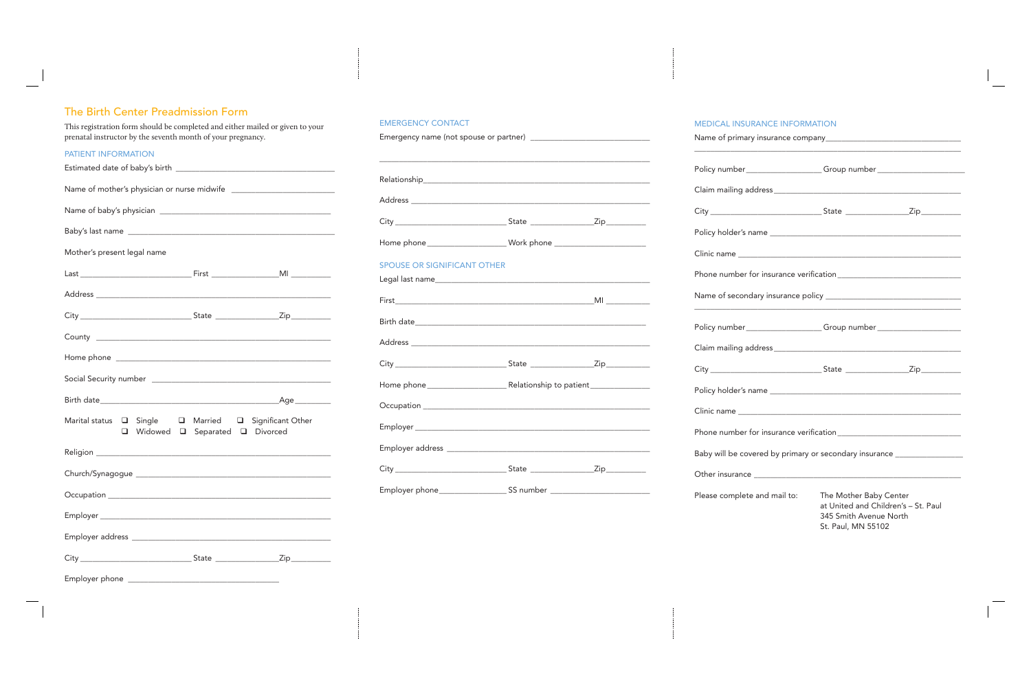# The Birth Center Preadmission Form

This registration form should be completed and either mailed or given to your prenatal instructor by the seventh month of your pregnancy.

## PATIENT INFORMATION

Estimated date of baby's birth ______________________________

Name of mother's physician or nurse midwife ______________________________

Name of baby's physician ______________________________

Baby's last name ______________________________

Mother's present legal name

Last ____________________ First ______________ MI ________

Address ______________________________

City ____________________ State ______________ Zip ________

County ______________________________

Home phone ______________________________

Social Security number ______________________________

Birth date ______________________________ Age ________

Marital status ❑ Single ❑ Married ❑ Significant Other
❑ Widowed ❑ Separated ❑ Divorced

Religion ______________________________

Church/Synagogue ______________________________

Occupation ______________________________

Employer ______________________________

Employer address ______________________________

City ____________________ State ______________ Zip ________

Employer phone ______________________________

## EMERGENCY CONTACT

Emergency name (not spouse or partner) ______________________________

______________________________

Relationship ______________________________

Address ______________________________

City ____________________ State ______________ Zip ________

Home phone ______________ Work phone ______________

## SPOUSE OR SIGNIFICANT OTHER

Legal last name ______________________________

First ______________________________ MI ________

Birth date ______________________________

Address ______________________________

City ____________________ State ______________ Zip ________

Home phone ______________ Relationship to patient ______________

Occupation ______________________________

Employer ______________________________

Employer address ______________________________

City ____________________ State ______________ Zip ________

Employer phone ______________ SS number ______________

## MEDICAL INSURANCE INFORMATION

Name of primary insurance company ______________________________

______________________________

Policy number ______________ Group number ______________

Claim mailing address ______________________________

City ____________________ State ______________ Zip ________

Policy holder's name ______________________________

Clinic name ______________________________

Phone number for insurance verification ______________________________

Name of secondary insurance policy ______________________________

______________________________

Policy number ______________ Group number ______________

Claim mailing address ______________________________

City ____________________ State ______________ Zip ________

Policy holder's name ______________________________

Clinic name ______________________________

Phone number for insurance verification ______________________________

Baby will be covered by primary or secondary insurance ______________

Other insurance ______________________________

Please complete and mail to:

The Mother Baby Center
at United and Children's – St. Paul
345 Smith Avenue North
St. Paul, MN 55102